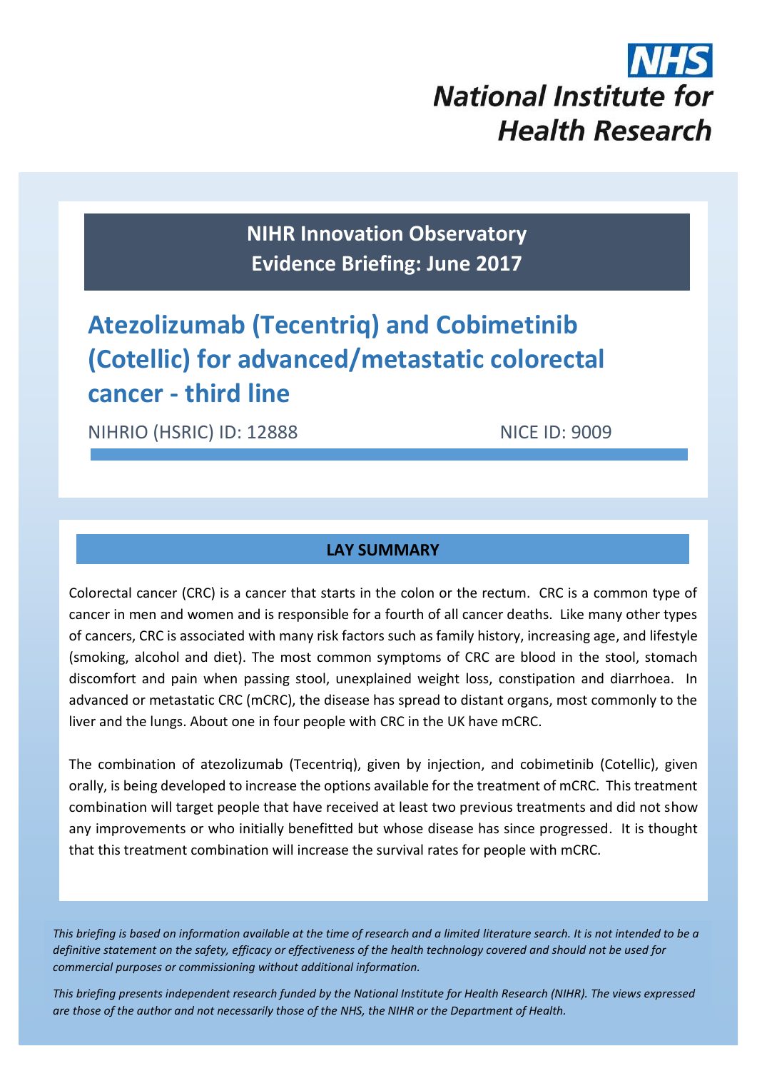NHS
National Institute for Health Research

**NIHR Innovation Observatory**
**Evidence Briefing: June 2017**

# Atezolizumab (Tecentriq) and Cobimetinib (Cotellic) for advanced/metastatic colorectal cancer - third line

NIHRIO (HSRIC) ID: 12888 NICE ID: 9009

## LAY SUMMARY

Colorectal cancer (CRC) is a cancer that starts in the colon or the rectum. CRC is a common type of cancer in men and women and is responsible for a fourth of all cancer deaths. Like many other types of cancers, CRC is associated with many risk factors such as family history, increasing age, and lifestyle (smoking, alcohol and diet). The most common symptoms of CRC are blood in the stool, stomach discomfort and pain when passing stool, unexplained weight loss, constipation and diarrhoea. In advanced or metastatic CRC (mCRC), the disease has spread to distant organs, most commonly to the liver and the lungs. About one in four people with CRC in the UK have mCRC.

The combination of atezolizumab (Tecentriq), given by injection, and cobimetinib (Cotellic), given orally, is being developed to increase the options available for the treatment of mCRC. This treatment combination will target people that have received at least two previous treatments and did not show any improvements or who initially benefitted but whose disease has since progressed. It is thought that this treatment combination will increase the survival rates for people with mCRC.

*This briefing is based on information available at the time of research and a limited literature search. It is not intended to be a definitive statement on the safety, efficacy or effectiveness of the health technology covered and should not be used for commercial purposes or commissioning without additional information.*

*This briefing presents independent research funded by the National Institute for Health Research (NIHR). The views expressed are those of the author and not necessarily those of the NHS, the NIHR or the Department of Health.*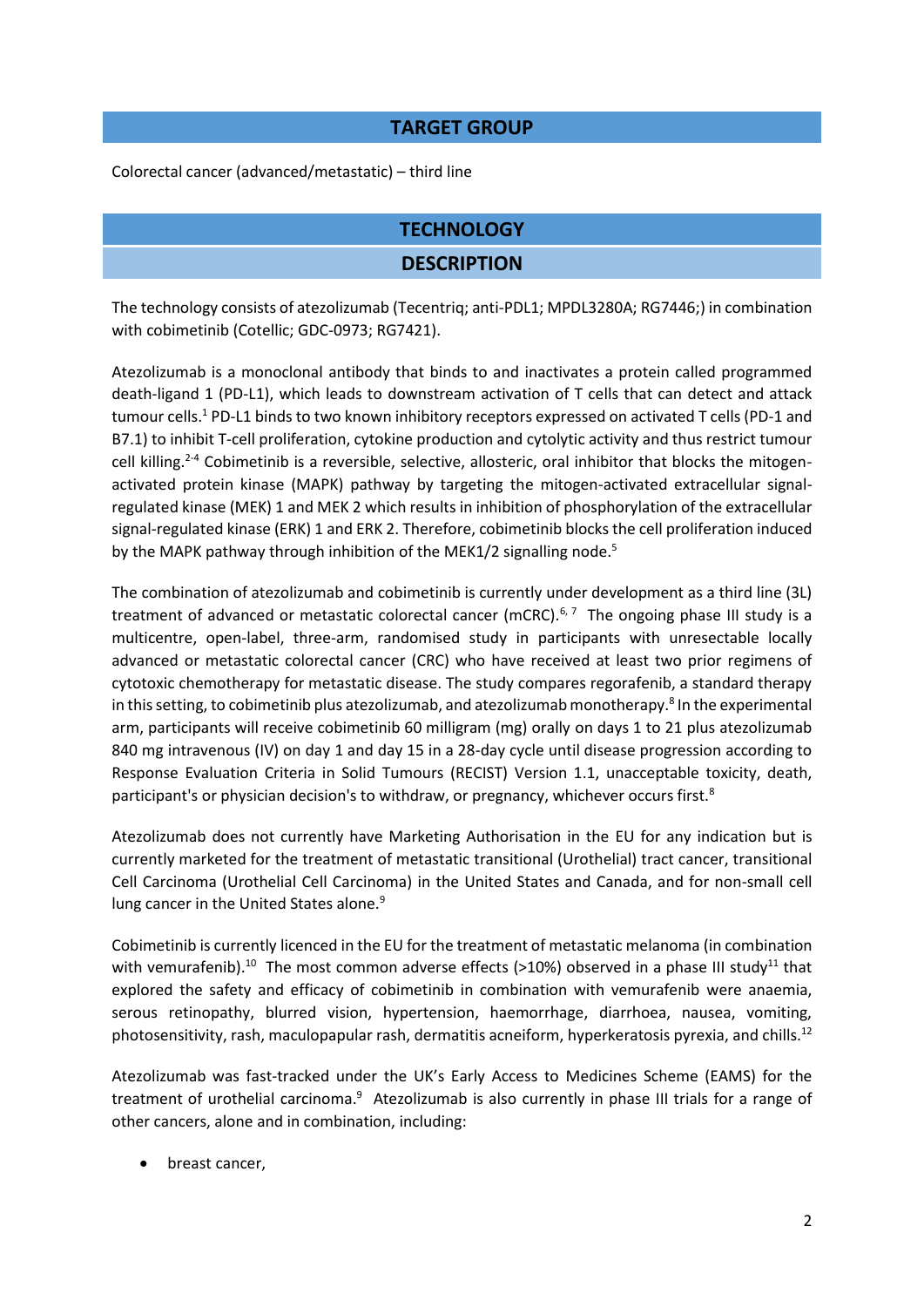## TARGET GROUP

Colorectal cancer (advanced/metastatic) – third line

## TECHNOLOGY

### DESCRIPTION

The technology consists of atezolizumab (Tecentriq; anti-PDL1; MPDL3280A; RG7446;) in combination with cobimetinib (Cotellic; GDC-0973; RG7421).

Atezolizumab is a monoclonal antibody that binds to and inactivates a protein called programmed death-ligand 1 (PD-L1), which leads to downstream activation of T cells that can detect and attack tumour cells.[1] PD-L1 binds to two known inhibitory receptors expressed on activated T cells (PD-1 and B7.1) to inhibit T-cell proliferation, cytokine production and cytolytic activity and thus restrict tumour cell killing.[2-4] Cobimetinib is a reversible, selective, allosteric, oral inhibitor that blocks the mitogen-activated protein kinase (MAPK) pathway by targeting the mitogen-activated extracellular signal-regulated kinase (MEK) 1 and MEK 2 which results in inhibition of phosphorylation of the extracellular signal-regulated kinase (ERK) 1 and ERK 2. Therefore, cobimetinib blocks the cell proliferation induced by the MAPK pathway through inhibition of the MEK1/2 signalling node.[5]

The combination of atezolizumab and cobimetinib is currently under development as a third line (3L) treatment of advanced or metastatic colorectal cancer (mCRC).[6, 7] The ongoing phase III study is a multicentre, open-label, three-arm, randomised study in participants with unresectable locally advanced or metastatic colorectal cancer (CRC) who have received at least two prior regimens of cytotoxic chemotherapy for metastatic disease. The study compares regorafenib, a standard therapy in this setting, to cobimetinib plus atezolizumab, and atezolizumab monotherapy.[8] In the experimental arm, participants will receive cobimetinib 60 milligram (mg) orally on days 1 to 21 plus atezolizumab 840 mg intravenous (IV) on day 1 and day 15 in a 28-day cycle until disease progression according to Response Evaluation Criteria in Solid Tumours (RECIST) Version 1.1, unacceptable toxicity, death, participant's or physician decision's to withdraw, or pregnancy, whichever occurs first.[8]

Atezolizumab does not currently have Marketing Authorisation in the EU for any indication but is currently marketed for the treatment of metastatic transitional (Urothelial) tract cancer, transitional Cell Carcinoma (Urothelial Cell Carcinoma) in the United States and Canada, and for non-small cell lung cancer in the United States alone.[9]

Cobimetinib is currently licenced in the EU for the treatment of metastatic melanoma (in combination with vemurafenib).[10] The most common adverse effects (>10%) observed in a phase III study[11] that explored the safety and efficacy of cobimetinib in combination with vemurafenib were anaemia, serous retinopathy, blurred vision, hypertension, haemorrhage, diarrhoea, nausea, vomiting, photosensitivity, rash, maculopapular rash, dermatitis acneiform, hyperkeratosis pyrexia, and chills.[12]

Atezolizumab was fast-tracked under the UK's Early Access to Medicines Scheme (EAMS) for the treatment of urothelial carcinoma.[9] Atezolizumab is also currently in phase III trials for a range of other cancers, alone and in combination, including:

- breast cancer,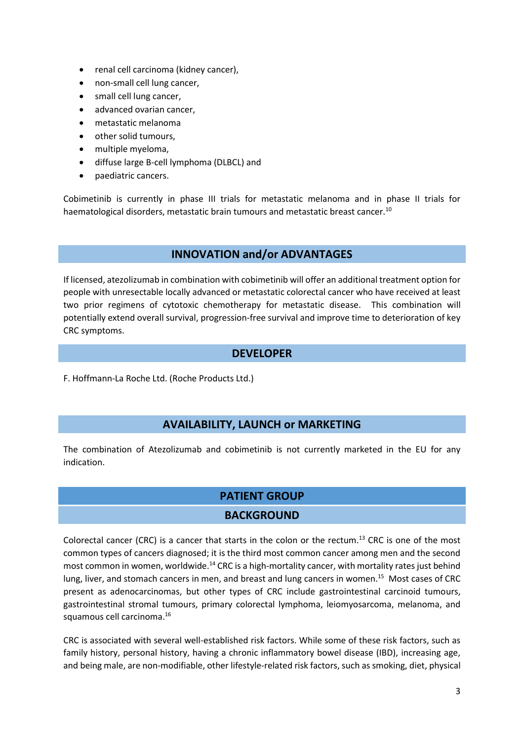- renal cell carcinoma (kidney cancer),
- non-small cell lung cancer,
- small cell lung cancer,
- advanced ovarian cancer,
- metastatic melanoma
- other solid tumours,
- multiple myeloma,
- diffuse large B-cell lymphoma (DLBCL) and
- paediatric cancers.

Cobimetinib is currently in phase III trials for metastatic melanoma and in phase II trials for haematological disorders, metastatic brain tumours and metastatic breast cancer.[10]

## INNOVATION and/or ADVANTAGES

If licensed, atezolizumab in combination with cobimetinib will offer an additional treatment option for people with unresectable locally advanced or metastatic colorectal cancer who have received at least two prior regimens of cytotoxic chemotherapy for metastatic disease. This combination will potentially extend overall survival, progression-free survival and improve time to deterioration of key CRC symptoms.

## DEVELOPER

F. Hoffmann-La Roche Ltd. (Roche Products Ltd.)

## AVAILABILITY, LAUNCH or MARKETING

The combination of Atezolizumab and cobimetinib is not currently marketed in the EU for any indication.

## PATIENT GROUP

### BACKGROUND

Colorectal cancer (CRC) is a cancer that starts in the colon or the rectum.[13] CRC is one of the most common types of cancers diagnosed; it is the third most common cancer among men and the second most common in women, worldwide.[14] CRC is a high-mortality cancer, with mortality rates just behind lung, liver, and stomach cancers in men, and breast and lung cancers in women.[15] Most cases of CRC present as adenocarcinomas, but other types of CRC include gastrointestinal carcinoid tumours, gastrointestinal stromal tumours, primary colorectal lymphoma, leiomyosarcoma, melanoma, and squamous cell carcinoma.[16]

CRC is associated with several well-established risk factors. While some of these risk factors, such as family history, personal history, having a chronic inflammatory bowel disease (IBD), increasing age, and being male, are non-modifiable, other lifestyle-related risk factors, such as smoking, diet, physical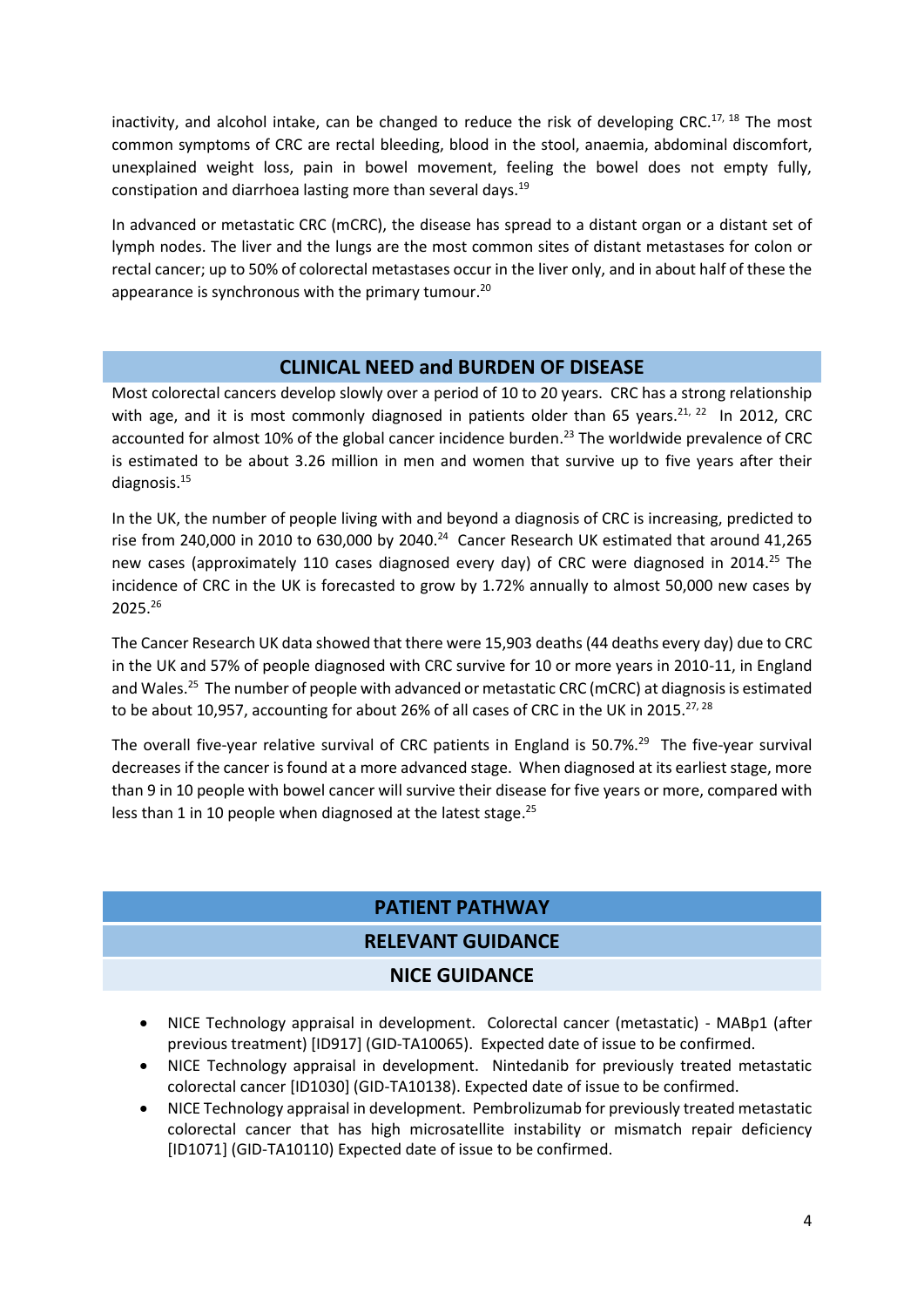inactivity, and alcohol intake, can be changed to reduce the risk of developing CRC.[17, 18] The most common symptoms of CRC are rectal bleeding, blood in the stool, anaemia, abdominal discomfort, unexplained weight loss, pain in bowel movement, feeling the bowel does not empty fully, constipation and diarrhoea lasting more than several days.[19]

In advanced or metastatic CRC (mCRC), the disease has spread to a distant organ or a distant set of lymph nodes. The liver and the lungs are the most common sites of distant metastases for colon or rectal cancer; up to 50% of colorectal metastases occur in the liver only, and in about half of these the appearance is synchronous with the primary tumour.[20]

## CLINICAL NEED and BURDEN OF DISEASE

Most colorectal cancers develop slowly over a period of 10 to 20 years. CRC has a strong relationship with age, and it is most commonly diagnosed in patients older than 65 years.[21, 22] In 2012, CRC accounted for almost 10% of the global cancer incidence burden.[23] The worldwide prevalence of CRC is estimated to be about 3.26 million in men and women that survive up to five years after their diagnosis.[15]

In the UK, the number of people living with and beyond a diagnosis of CRC is increasing, predicted to rise from 240,000 in 2010 to 630,000 by 2040.[24] Cancer Research UK estimated that around 41,265 new cases (approximately 110 cases diagnosed every day) of CRC were diagnosed in 2014.[25] The incidence of CRC in the UK is forecasted to grow by 1.72% annually to almost 50,000 new cases by 2025.[26]

The Cancer Research UK data showed that there were 15,903 deaths (44 deaths every day) due to CRC in the UK and 57% of people diagnosed with CRC survive for 10 or more years in 2010-11, in England and Wales.[25] The number of people with advanced or metastatic CRC (mCRC) at diagnosis is estimated to be about 10,957, accounting for about 26% of all cases of CRC in the UK in 2015.[27, 28]

The overall five-year relative survival of CRC patients in England is 50.7%.[29] The five-year survival decreases if the cancer is found at a more advanced stage. When diagnosed at its earliest stage, more than 9 in 10 people with bowel cancer will survive their disease for five years or more, compared with less than 1 in 10 people when diagnosed at the latest stage.[25]

## PATIENT PATHWAY

### RELEVANT GUIDANCE

#### NICE GUIDANCE

- NICE Technology appraisal in development. Colorectal cancer (metastatic) - MABp1 (after previous treatment) [ID917] (GID-TA10065). Expected date of issue to be confirmed.
- NICE Technology appraisal in development. Nintedanib for previously treated metastatic colorectal cancer [ID1030] (GID-TA10138). Expected date of issue to be confirmed.
- NICE Technology appraisal in development. Pembrolizumab for previously treated metastatic colorectal cancer that has high microsatellite instability or mismatch repair deficiency [ID1071] (GID-TA10110) Expected date of issue to be confirmed.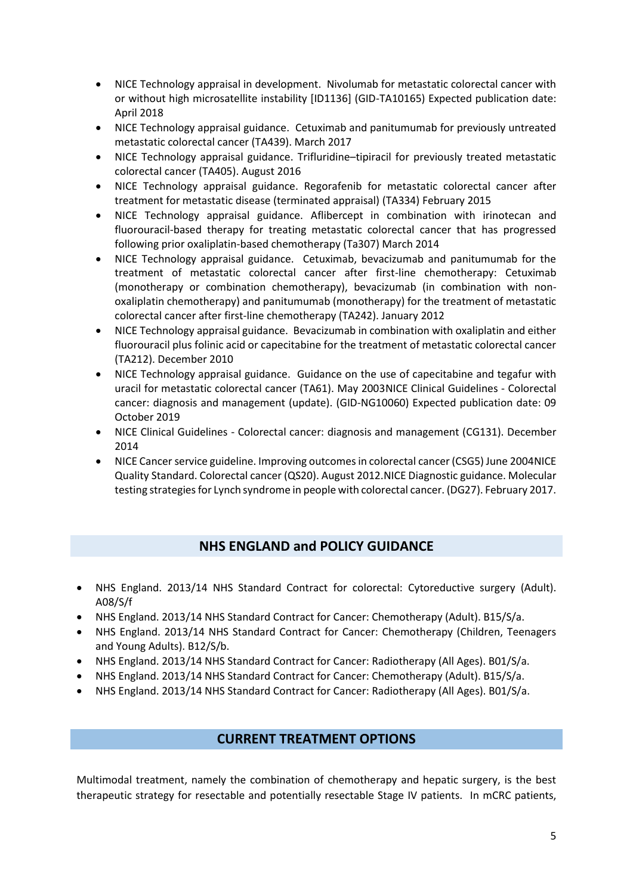- NICE Technology appraisal in development. Nivolumab for metastatic colorectal cancer with or without high microsatellite instability [ID1136] (GID-TA10165) Expected publication date: April 2018
- NICE Technology appraisal guidance. Cetuximab and panitumumab for previously untreated metastatic colorectal cancer (TA439). March 2017
- NICE Technology appraisal guidance. Trifluridine–tipiracil for previously treated metastatic colorectal cancer (TA405). August 2016
- NICE Technology appraisal guidance. Regorafenib for metastatic colorectal cancer after treatment for metastatic disease (terminated appraisal) (TA334) February 2015
- NICE Technology appraisal guidance. Aflibercept in combination with irinotecan and fluorouracil-based therapy for treating metastatic colorectal cancer that has progressed following prior oxaliplatin-based chemotherapy (Ta307) March 2014
- NICE Technology appraisal guidance. Cetuximab, bevacizumab and panitumumab for the treatment of metastatic colorectal cancer after first-line chemotherapy: Cetuximab (monotherapy or combination chemotherapy), bevacizumab (in combination with non-oxaliplatin chemotherapy) and panitumumab (monotherapy) for the treatment of metastatic colorectal cancer after first-line chemotherapy (TA242). January 2012
- NICE Technology appraisal guidance. Bevacizumab in combination with oxaliplatin and either fluorouracil plus folinic acid or capecitabine for the treatment of metastatic colorectal cancer (TA212). December 2010
- NICE Technology appraisal guidance. Guidance on the use of capecitabine and tegafur with uracil for metastatic colorectal cancer (TA61). May 2003NICE Clinical Guidelines - Colorectal cancer: diagnosis and management (update). (GID-NG10060) Expected publication date: 09 October 2019
- NICE Clinical Guidelines - Colorectal cancer: diagnosis and management (CG131). December 2014
- NICE Cancer service guideline. Improving outcomes in colorectal cancer (CSG5) June 2004NICE Quality Standard. Colorectal cancer (QS20). August 2012.NICE Diagnostic guidance. Molecular testing strategies for Lynch syndrome in people with colorectal cancer. (DG27). February 2017.

## NHS ENGLAND and POLICY GUIDANCE

- NHS England. 2013/14 NHS Standard Contract for colorectal: Cytoreductive surgery (Adult). A08/S/f
- NHS England. 2013/14 NHS Standard Contract for Cancer: Chemotherapy (Adult). B15/S/a.
- NHS England. 2013/14 NHS Standard Contract for Cancer: Chemotherapy (Children, Teenagers and Young Adults). B12/S/b.
- NHS England. 2013/14 NHS Standard Contract for Cancer: Radiotherapy (All Ages). B01/S/a.
- NHS England. 2013/14 NHS Standard Contract for Cancer: Chemotherapy (Adult). B15/S/a.
- NHS England. 2013/14 NHS Standard Contract for Cancer: Radiotherapy (All Ages). B01/S/a.

## CURRENT TREATMENT OPTIONS

Multimodal treatment, namely the combination of chemotherapy and hepatic surgery, is the best therapeutic strategy for resectable and potentially resectable Stage IV patients. In mCRC patients,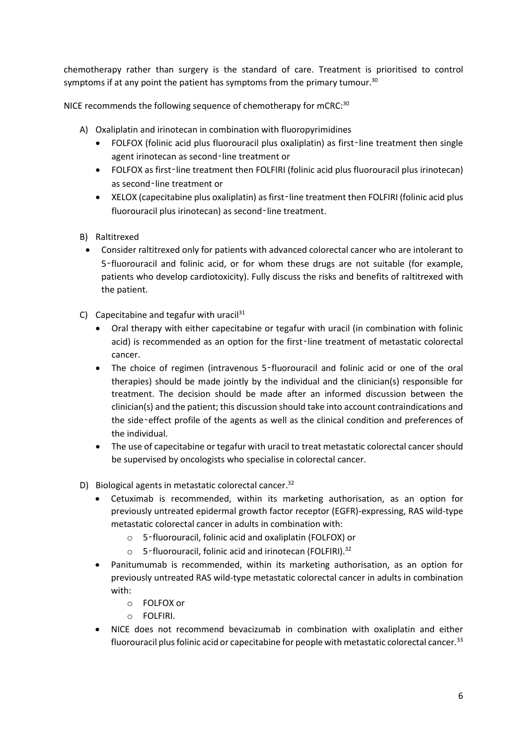chemotherapy rather than surgery is the standard of care. Treatment is prioritised to control symptoms if at any point the patient has symptoms from the primary tumour.[30]

NICE recommends the following sequence of chemotherapy for mCRC:[30]

A) Oxaliplatin and irinotecan in combination with fluoropyrimidines
   - FOLFOX (folinic acid plus fluorouracil plus oxaliplatin) as first‑line treatment then single agent irinotecan as second‑line treatment or
   - FOLFOX as first‑line treatment then FOLFIRI (folinic acid plus fluorouracil plus irinotecan) as second‑line treatment or
   - XELOX (capecitabine plus oxaliplatin) as first‑line treatment then FOLFIRI (folinic acid plus fluorouracil plus irinotecan) as second‑line treatment.

B) Raltitrexed
   - Consider raltitrexed only for patients with advanced colorectal cancer who are intolerant to 5‑fluorouracil and folinic acid, or for whom these drugs are not suitable (for example, patients who develop cardiotoxicity). Fully discuss the risks and benefits of raltitrexed with the patient.

C) Capecitabine and tegafur with uracil[31]
   - Oral therapy with either capecitabine or tegafur with uracil (in combination with folinic acid) is recommended as an option for the first‑line treatment of metastatic colorectal cancer.
   - The choice of regimen (intravenous 5‑fluorouracil and folinic acid or one of the oral therapies) should be made jointly by the individual and the clinician(s) responsible for treatment. The decision should be made after an informed discussion between the clinician(s) and the patient; this discussion should take into account contraindications and the side‑effect profile of the agents as well as the clinical condition and preferences of the individual.
   - The use of capecitabine or tegafur with uracil to treat metastatic colorectal cancer should be supervised by oncologists who specialise in colorectal cancer.

D) Biological agents in metastatic colorectal cancer.[32]
   - Cetuximab is recommended, within its marketing authorisation, as an option for previously untreated epidermal growth factor receptor (EGFR)-expressing, RAS wild-type metastatic colorectal cancer in adults in combination with:
     - 5‑fluorouracil, folinic acid and oxaliplatin (FOLFOX) or
     - 5‑fluorouracil, folinic acid and irinotecan (FOLFIRI).[32]
   - Panitumumab is recommended, within its marketing authorisation, as an option for previously untreated RAS wild-type metastatic colorectal cancer in adults in combination with:
     - FOLFOX or
     - FOLFIRI.
   - NICE does not recommend bevacizumab in combination with oxaliplatin and either fluorouracil plus folinic acid or capecitabine for people with metastatic colorectal cancer.[33]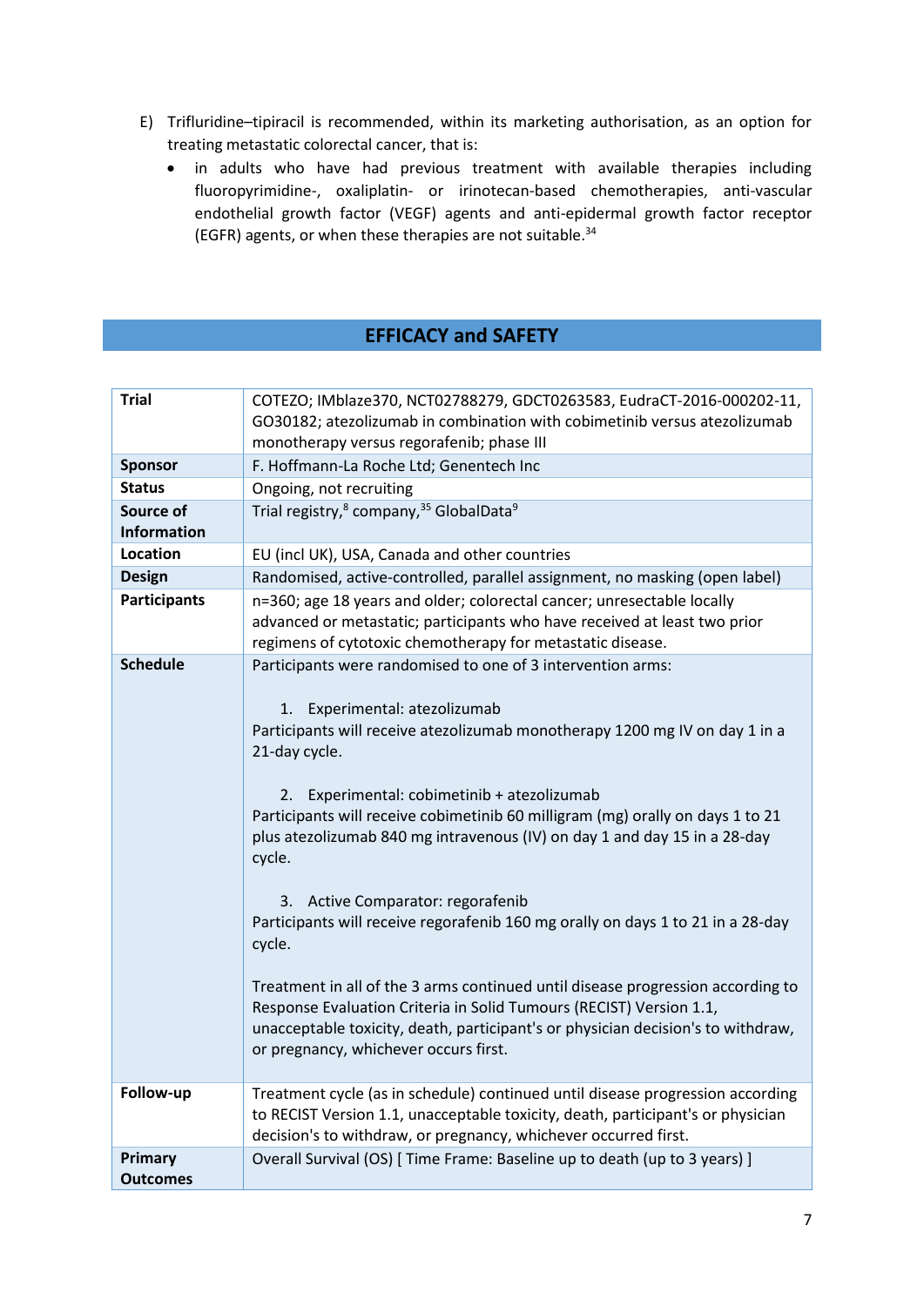E) Trifluridine–tipiracil is recommended, within its marketing authorisation, as an option for treating metastatic colorectal cancer, that is:
   - in adults who have had previous treatment with available therapies including fluoropyrimidine-, oxaliplatin- or irinotecan-based chemotherapies, anti-vascular endothelial growth factor (VEGF) agents and anti-epidermal growth factor receptor (EGFR) agents, or when these therapies are not suitable.[34]

## EFFICACY and SAFETY

| | |
|---|---|
| **Trial** | COTEZO; IMblaze370, NCT02788279, GDCT0263583, EudraCT-2016-000202-11, GO30182; atezolizumab in combination with cobimetinib versus atezolizumab monotherapy versus regorafenib; phase III |
| **Sponsor** | F. Hoffmann-La Roche Ltd; Genentech Inc |
| **Status** | Ongoing, not recruiting |
| **Source of Information** | Trial registry,[8] company,[35] GlobalData[9] |
| **Location** | EU (incl UK), USA, Canada and other countries |
| **Design** | Randomised, active-controlled, parallel assignment, no masking (open label) |
| **Participants** | n=360; age 18 years and older; colorectal cancer; unresectable locally advanced or metastatic; participants who have received at least two prior regimens of cytotoxic chemotherapy for metastatic disease. |
| **Schedule** | Participants were randomised to one of 3 intervention arms:<br><br>1. Experimental: atezolizumab<br>Participants will receive atezolizumab monotherapy 1200 mg IV on day 1 in a 21-day cycle.<br><br>2. Experimental: cobimetinib + atezolizumab<br>Participants will receive cobimetinib 60 milligram (mg) orally on days 1 to 21 plus atezolizumab 840 mg intravenous (IV) on day 1 and day 15 in a 28-day cycle.<br><br>3. Active Comparator: regorafenib<br>Participants will receive regorafenib 160 mg orally on days 1 to 21 in a 28-day cycle.<br><br>Treatment in all of the 3 arms continued until disease progression according to Response Evaluation Criteria in Solid Tumours (RECIST) Version 1.1, unacceptable toxicity, death, participant's or physician decision's to withdraw, or pregnancy, whichever occurs first. |
| **Follow-up** | Treatment cycle (as in schedule) continued until disease progression according to RECIST Version 1.1, unacceptable toxicity, death, participant's or physician decision's to withdraw, or pregnancy, whichever occurred first. |
| **Primary Outcomes** | Overall Survival (OS) [ Time Frame: Baseline up to death (up to 3 years) ] |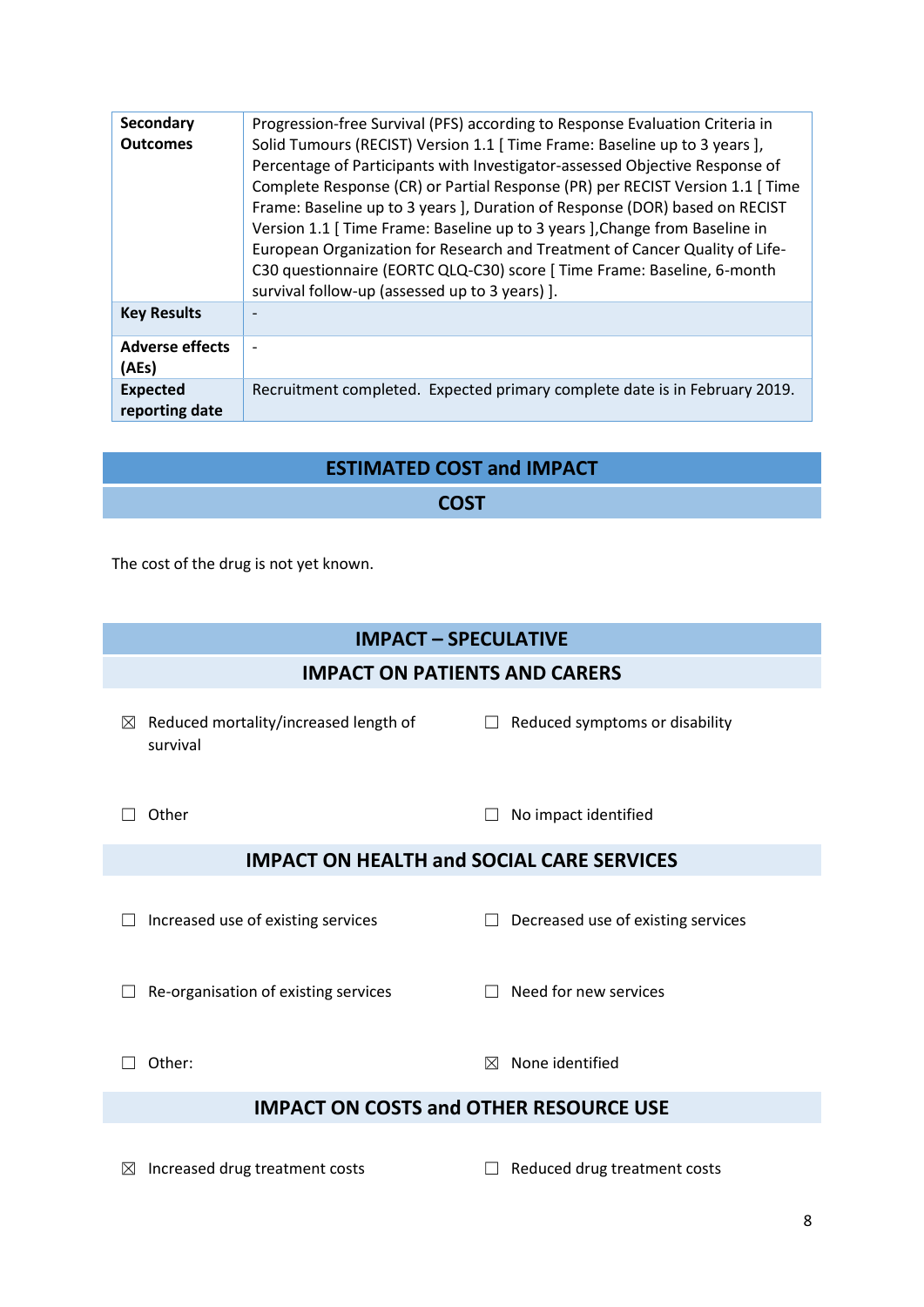| | |
|---|---|
| **Secondary Outcomes** | Progression-free Survival (PFS) according to Response Evaluation Criteria in Solid Tumours (RECIST) Version 1.1 [ Time Frame: Baseline up to 3 years ], Percentage of Participants with Investigator-assessed Objective Response of Complete Response (CR) or Partial Response (PR) per RECIST Version 1.1 [ Time Frame: Baseline up to 3 years ], Duration of Response (DOR) based on RECIST Version 1.1 [ Time Frame: Baseline up to 3 years ],Change from Baseline in European Organization for Research and Treatment of Cancer Quality of Life-C30 questionnaire (EORTC QLQ-C30) score [ Time Frame: Baseline, 6-month survival follow-up (assessed up to 3 years) ]. |
| **Key Results** | - |
| **Adverse effects (AEs)** | - |
| **Expected reporting date** | Recruitment completed. Expected primary complete date is in February 2019. |

## ESTIMATED COST and IMPACT

### COST

The cost of the drug is not yet known.

## IMPACT – SPECULATIVE

### IMPACT ON PATIENTS AND CARERS

☒ Reduced mortality/increased length of survival

☐ Reduced symptoms or disability

☐ Other

☐ No impact identified

### IMPACT ON HEALTH and SOCIAL CARE SERVICES

☐ Increased use of existing services

☐ Decreased use of existing services

☐ Re-organisation of existing services

☐ Need for new services

☐ Other:

☒ None identified

### IMPACT ON COSTS and OTHER RESOURCE USE

☒ Increased drug treatment costs

☐ Reduced drug treatment costs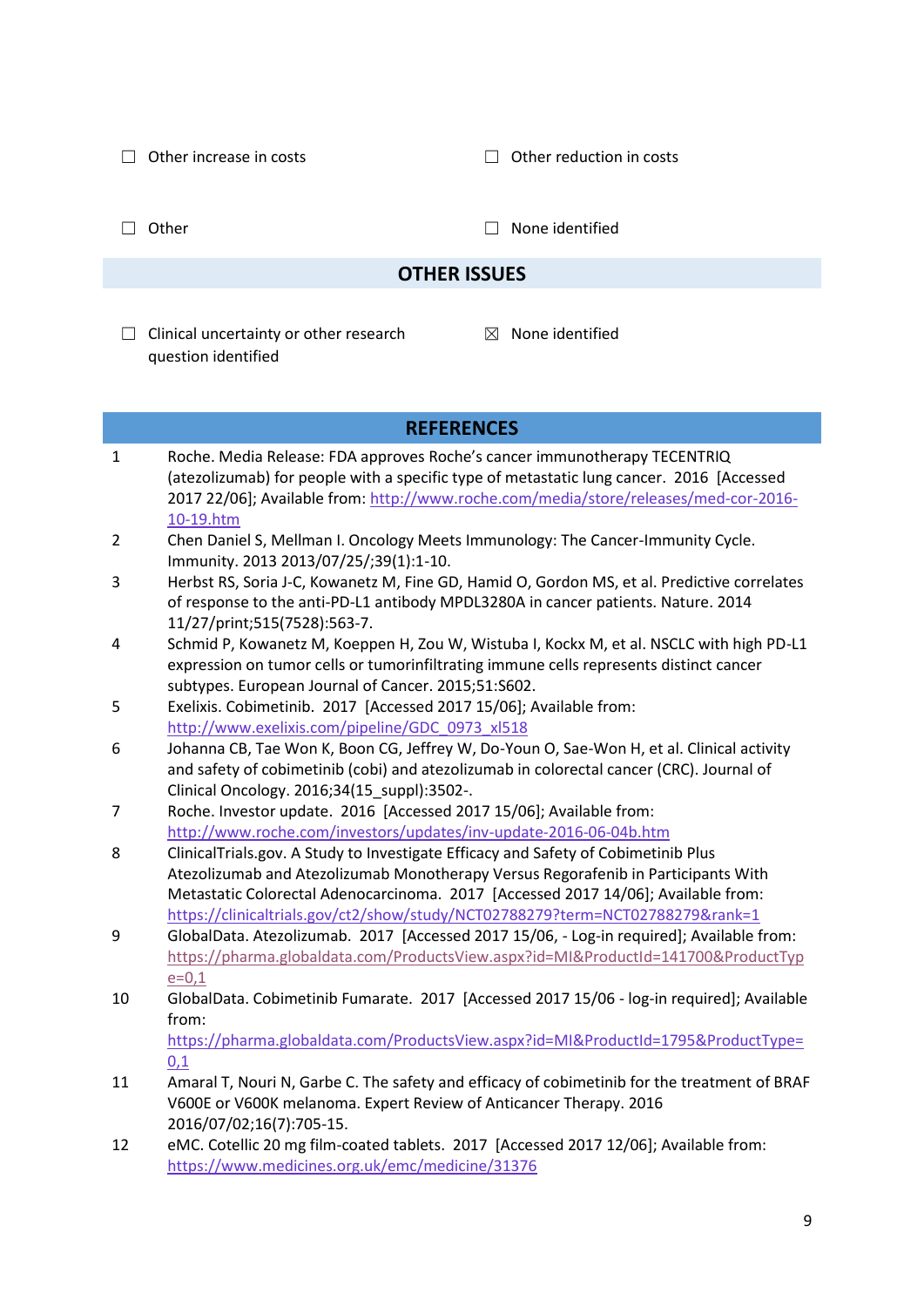☐ Other increase in costs ☐ Other reduction in costs

☐ Other ☐ None identified

## OTHER ISSUES

☐ Clinical uncertainty or other research question identified ☒ None identified

## REFERENCES

1. Roche. Media Release: FDA approves Roche's cancer immunotherapy TECENTRIQ (atezolizumab) for people with a specific type of metastatic lung cancer. 2016 [Accessed 2017 22/06]; Available from: http://www.roche.com/media/store/releases/med-cor-2016-10-19.htm
2. Chen Daniel S, Mellman I. Oncology Meets Immunology: The Cancer-Immunity Cycle. Immunity. 2013 2013/07/25/;39(1):1-10.
3. Herbst RS, Soria J-C, Kowanetz M, Fine GD, Hamid O, Gordon MS, et al. Predictive correlates of response to the anti-PD-L1 antibody MPDL3280A in cancer patients. Nature. 2014 11/27/print;515(7528):563-7.
4. Schmid P, Kowanetz M, Koeppen H, Zou W, Wistuba I, Kockx M, et al. NSCLC with high PD-L1 expression on tumor cells or tumorinfiltrating immune cells represents distinct cancer subtypes. European Journal of Cancer. 2015;51:S602.
5. Exelixis. Cobimetinib. 2017 [Accessed 2017 15/06]; Available from: http://www.exelixis.com/pipeline/GDC_0973_xl518
6. Johanna CB, Tae Won K, Boon CG, Jeffrey W, Do-Youn O, Sae-Won H, et al. Clinical activity and safety of cobimetinib (cobi) and atezolizumab in colorectal cancer (CRC). Journal of Clinical Oncology. 2016;34(15_suppl):3502-.
7. Roche. Investor update. 2016 [Accessed 2017 15/06]; Available from: http://www.roche.com/investors/updates/inv-update-2016-06-04b.htm
8. ClinicalTrials.gov. A Study to Investigate Efficacy and Safety of Cobimetinib Plus Atezolizumab and Atezolizumab Monotherapy Versus Regorafenib in Participants With Metastatic Colorectal Adenocarcinoma. 2017 [Accessed 2017 14/06]; Available from: https://clinicaltrials.gov/ct2/show/study/NCT02788279?term=NCT02788279&rank=1
9. GlobalData. Atezolizumab. 2017 [Accessed 2017 15/06, - Log-in required]; Available from: https://pharma.globaldata.com/ProductsView.aspx?id=MI&ProductId=141700&ProductType=0,1
10. GlobalData. Cobimetinib Fumarate. 2017 [Accessed 2017 15/06 - log-in required]; Available from: https://pharma.globaldata.com/ProductsView.aspx?id=MI&ProductId=1795&ProductType=0,1
11. Amaral T, Nouri N, Garbe C. The safety and efficacy of cobimetinib for the treatment of BRAF V600E or V600K melanoma. Expert Review of Anticancer Therapy. 2016 2016/07/02;16(7):705-15.
12. eMC. Cotellic 20 mg film-coated tablets. 2017 [Accessed 2017 12/06]; Available from: https://www.medicines.org.uk/emc/medicine/31376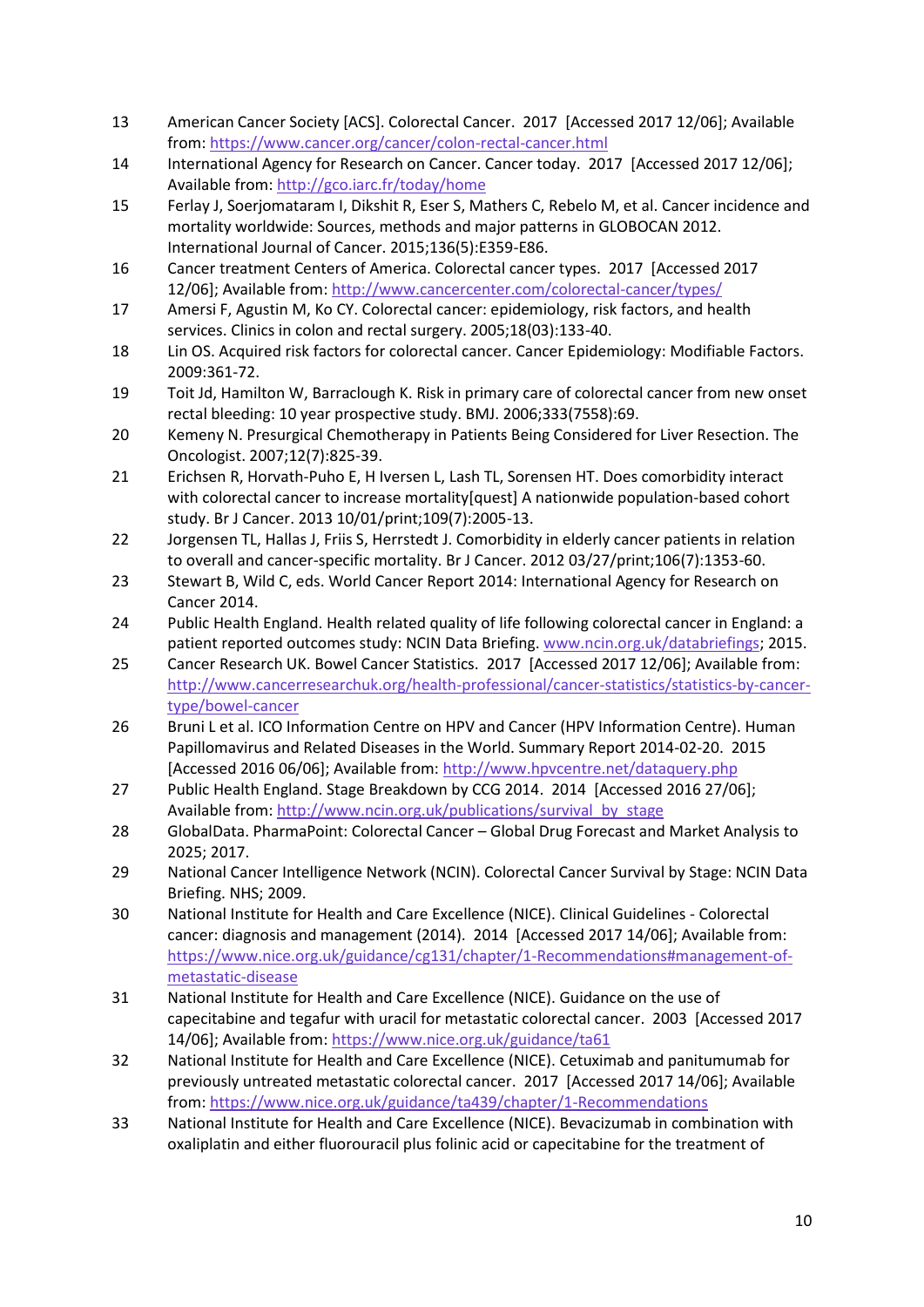13. American Cancer Society [ACS]. Colorectal Cancer. 2017 [Accessed 2017 12/06]; Available from: https://www.cancer.org/cancer/colon-rectal-cancer.html
14. International Agency for Research on Cancer. Cancer today. 2017 [Accessed 2017 12/06]; Available from: http://gco.iarc.fr/today/home
15. Ferlay J, Soerjomataram I, Dikshit R, Eser S, Mathers C, Rebelo M, et al. Cancer incidence and mortality worldwide: Sources, methods and major patterns in GLOBOCAN 2012. International Journal of Cancer. 2015;136(5):E359-E86.
16. Cancer treatment Centers of America. Colorectal cancer types. 2017 [Accessed 2017 12/06]; Available from: http://www.cancercenter.com/colorectal-cancer/types/
17. Amersi F, Agustin M, Ko CY. Colorectal cancer: epidemiology, risk factors, and health services. Clinics in colon and rectal surgery. 2005;18(03):133-40.
18. Lin OS. Acquired risk factors for colorectal cancer. Cancer Epidemiology: Modifiable Factors. 2009:361-72.
19. Toit Jd, Hamilton W, Barraclough K. Risk in primary care of colorectal cancer from new onset rectal bleeding: 10 year prospective study. BMJ. 2006;333(7558):69.
20. Kemeny N. Presurgical Chemotherapy in Patients Being Considered for Liver Resection. The Oncologist. 2007;12(7):825-39.
21. Erichsen R, Horvath-Puho E, H Iversen L, Lash TL, Sorensen HT. Does comorbidity interact with colorectal cancer to increase mortality[quest] A nationwide population-based cohort study. Br J Cancer. 2013 10/01/print;109(7):2005-13.
22. Jorgensen TL, Hallas J, Friis S, Herrstedt J. Comorbidity in elderly cancer patients in relation to overall and cancer-specific mortality. Br J Cancer. 2012 03/27/print;106(7):1353-60.
23. Stewart B, Wild C, eds. World Cancer Report 2014: International Agency for Research on Cancer 2014.
24. Public Health England. Health related quality of life following colorectal cancer in England: a patient reported outcomes study: NCIN Data Briefing. www.ncin.org.uk/databriefings; 2015.
25. Cancer Research UK. Bowel Cancer Statistics. 2017 [Accessed 2017 12/06]; Available from: http://www.cancerresearchuk.org/health-professional/cancer-statistics/statistics-by-cancer-type/bowel-cancer
26. Bruni L et al. ICO Information Centre on HPV and Cancer (HPV Information Centre). Human Papillomavirus and Related Diseases in the World. Summary Report 2014-02-20. 2015 [Accessed 2016 06/06]; Available from: http://www.hpvcentre.net/dataquery.php
27. Public Health England. Stage Breakdown by CCG 2014. 2014 [Accessed 2016 27/06]; Available from: http://www.ncin.org.uk/publications/survival_by_stage
28. GlobalData. PharmaPoint: Colorectal Cancer – Global Drug Forecast and Market Analysis to 2025; 2017.
29. National Cancer Intelligence Network (NCIN). Colorectal Cancer Survival by Stage: NCIN Data Briefing. NHS; 2009.
30. National Institute for Health and Care Excellence (NICE). Clinical Guidelines - Colorectal cancer: diagnosis and management (2014). 2014 [Accessed 2017 14/06]; Available from: https://www.nice.org.uk/guidance/cg131/chapter/1-Recommendations#management-of-metastatic-disease
31. National Institute for Health and Care Excellence (NICE). Guidance on the use of capecitabine and tegafur with uracil for metastatic colorectal cancer. 2003 [Accessed 2017 14/06]; Available from: https://www.nice.org.uk/guidance/ta61
32. National Institute for Health and Care Excellence (NICE). Cetuximab and panitumumab for previously untreated metastatic colorectal cancer. 2017 [Accessed 2017 14/06]; Available from: https://www.nice.org.uk/guidance/ta439/chapter/1-Recommendations
33. National Institute for Health and Care Excellence (NICE). Bevacizumab in combination with oxaliplatin and either fluorouracil plus folinic acid or capecitabine for the treatment of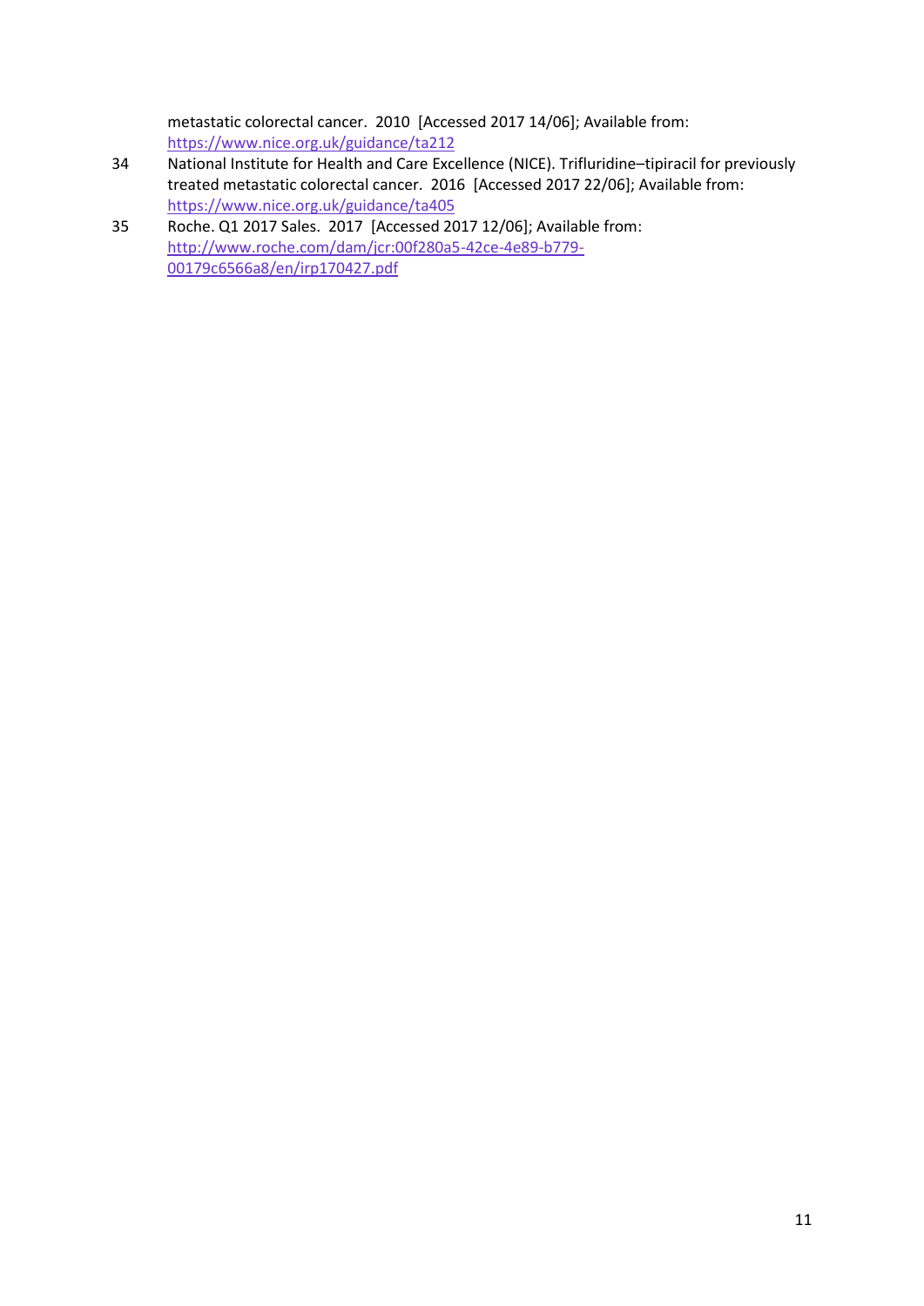metastatic colorectal cancer. 2010 [Accessed 2017 14/06]; Available from: https://www.nice.org.uk/guidance/ta212

34 National Institute for Health and Care Excellence (NICE). Trifluridine–tipiracil for previously treated metastatic colorectal cancer. 2016 [Accessed 2017 22/06]; Available from: https://www.nice.org.uk/guidance/ta405

35 Roche. Q1 2017 Sales. 2017 [Accessed 2017 12/06]; Available from: http://www.roche.com/dam/jcr:00f280a5-42ce-4e89-b779-00179c6566a8/en/irp170427.pdf